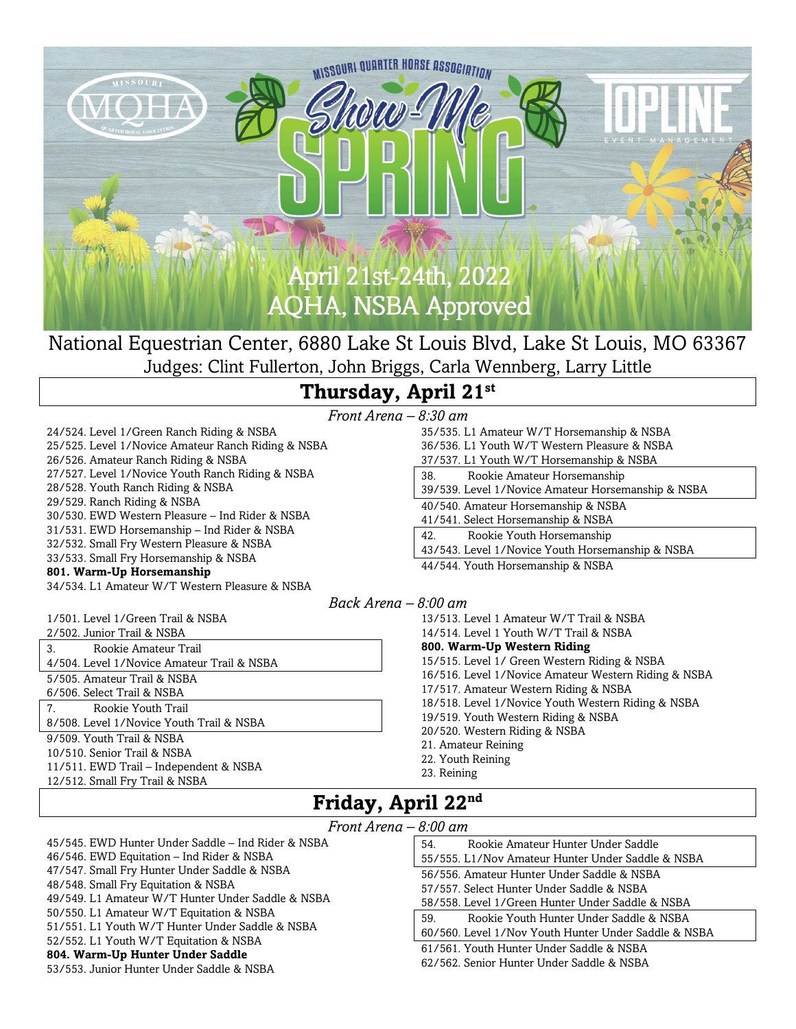MISSOURI QUARTER HORSE ASSOCIATION

MQHA

# Show-Me SPRING

TOPLINE EVENT MANAGEMENT

April 21st-24th, 2022
AQHA, NSBA Approved

National Equestrian Center, 6880 Lake St Louis Blvd, Lake St Louis, MO 63367

Judges: Clint Fullerton, John Briggs, Carla Wennberg, Larry Little

## Thursday, April 21st

*Front Arena – 8:30 am*

24/524. Level 1/Green Ranch Riding & NSBA
25/525. Level 1/Novice Amateur Ranch Riding & NSBA
26/526. Amateur Ranch Riding & NSBA
27/527. Level 1/Novice Youth Ranch Riding & NSBA
28/528. Youth Ranch Riding & NSBA
29/529. Ranch Riding & NSBA
30/530. EWD Western Pleasure – Ind Rider & NSBA
31/531. EWD Horsemanship – Ind Rider & NSBA
32/532. Small Fry Western Pleasure & NSBA
33/533. Small Fry Horsemanship & NSBA
**801. Warm-Up Horsemanship**
34/534. L1 Amateur W/T Western Pleasure & NSBA
35/535. L1 Amateur W/T Horsemanship & NSBA
36/536. L1 Youth W/T Western Pleasure & NSBA
37/537. L1 Youth W/T Horsemanship & NSBA
38. Rookie Amateur Horsemanship
39/539. Level 1/Novice Amateur Horsemanship & NSBA
40/540. Amateur Horsemanship & NSBA
41/541. Select Horsemanship & NSBA
42. Rookie Youth Horsemanship
43/543. Level 1/Novice Youth Horsemanship & NSBA
44/544. Youth Horsemanship & NSBA

*Back Arena – 8:00 am*

1/501. Level 1/Green Trail & NSBA
2/502. Junior Trail & NSBA
3. Rookie Amateur Trail
4/504. Level 1/Novice Amateur Trail & NSBA
5/505. Amateur Trail & NSBA
6/506. Select Trail & NSBA
7. Rookie Youth Trail
8/508. Level 1/Novice Youth Trail & NSBA
9/509. Youth Trail & NSBA
10/510. Senior Trail & NSBA
11/511. EWD Trail – Independent & NSBA
12/512. Small Fry Trail & NSBA
13/513. Level 1 Amateur W/T Trail & NSBA
14/514. Level 1 Youth W/T Trail & NSBA
**800. Warm-Up Western Riding**
15/515. Level 1/ Green Western Riding & NSBA
16/516. Level 1/Novice Amateur Western Riding & NSBA
17/517. Amateur Western Riding & NSBA
18/518. Level 1/Novice Youth Western Riding & NSBA
19/519. Youth Western Riding & NSBA
20/520. Western Riding & NSBA
21. Amateur Reining
22. Youth Reining
23. Reining

## Friday, April 22nd

*Front Arena – 8:00 am*

45/545. EWD Hunter Under Saddle – Ind Rider & NSBA
46/546. EWD Equitation – Ind Rider & NSBA
47/547. Small Fry Hunter Under Saddle & NSBA
48/548. Small Fry Equitation & NSBA
49/549. L1 Amateur W/T Hunter Under Saddle & NSBA
50/550. L1 Amateur W/T Equitation & NSBA
51/551. L1 Youth W/T Hunter Under Saddle & NSBA
52/552. L1 Youth W/T Equitation & NSBA
**804. Warm-Up Hunter Under Saddle**
53/553. Junior Hunter Under Saddle & NSBA
54. Rookie Amateur Hunter Under Saddle
55/555. L1/Nov Amateur Hunter Under Saddle & NSBA
56/556. Amateur Hunter Under Saddle & NSBA
57/557. Select Hunter Under Saddle & NSBA
58/558. Level 1/Green Hunter Under Saddle & NSBA
59. Rookie Youth Hunter Under Saddle & NSBA
60/560. Level 1/Nov Youth Hunter Under Saddle & NSBA
61/561. Youth Hunter Under Saddle & NSBA
62/562. Senior Hunter Under Saddle & NSBA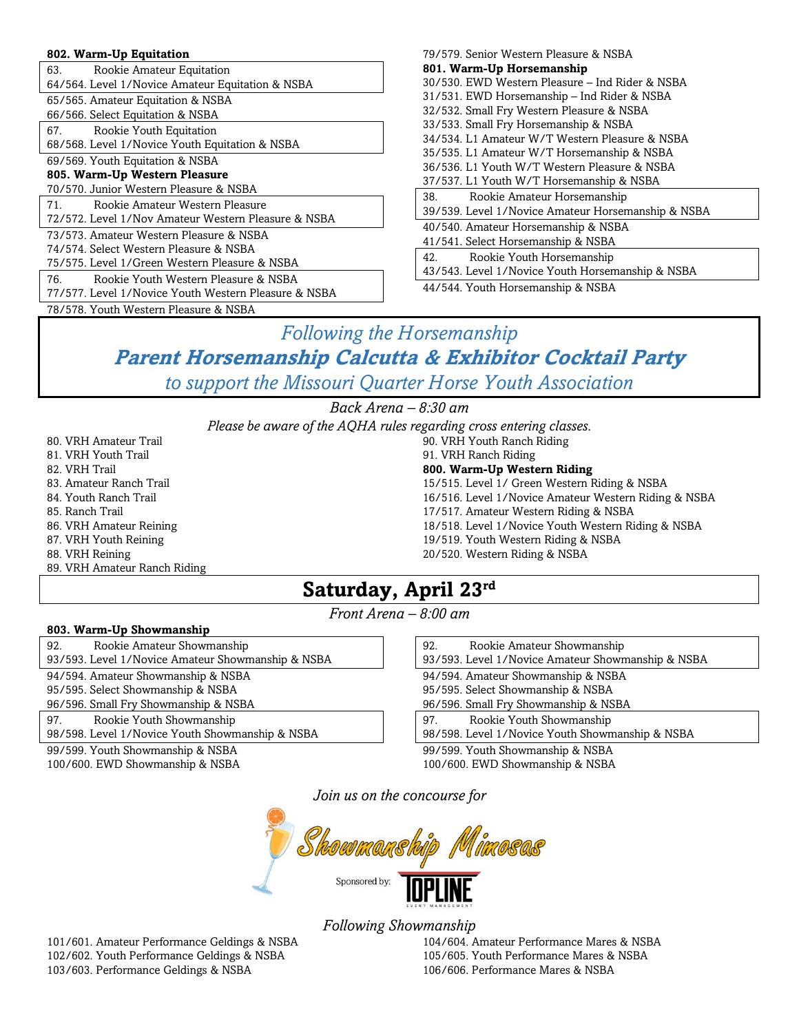**802. Warm-Up Equitation**

63. Rookie Amateur Equitation
64/564. Level 1/Novice Amateur Equitation & NSBA
65/565. Amateur Equitation & NSBA
66/566. Select Equitation & NSBA
67. Rookie Youth Equitation
68/568. Level 1/Novice Youth Equitation & NSBA
69/569. Youth Equitation & NSBA

**805. Warm-Up Western Pleasure**

70/570. Junior Western Pleasure & NSBA
71. Rookie Amateur Western Pleasure
72/572. Level 1/Nov Amateur Western Pleasure & NSBA
73/573. Amateur Western Pleasure & NSBA
74/574. Select Western Pleasure & NSBA
75/575. Level 1/Green Western Pleasure & NSBA
76. Rookie Youth Western Pleasure & NSBA
77/577. Level 1/Novice Youth Western Pleasure & NSBA
78/578. Youth Western Pleasure & NSBA
79/579. Senior Western Pleasure & NSBA

**801. Warm-Up Horsemanship**

30/530. EWD Western Pleasure – Ind Rider & NSBA
31/531. EWD Horsemanship – Ind Rider & NSBA
32/532. Small Fry Western Pleasure & NSBA
33/533. Small Fry Horsemanship & NSBA
34/534. L1 Amateur W/T Western Pleasure & NSBA
35/535. L1 Amateur W/T Horsemanship & NSBA
36/536. L1 Youth W/T Western Pleasure & NSBA
37/537. L1 Youth W/T Horsemanship & NSBA
38. Rookie Amateur Horsemanship
39/539. Level 1/Novice Amateur Horsemanship & NSBA
40/540. Amateur Horsemanship & NSBA
41/541. Select Horsemanship & NSBA
42. Rookie Youth Horsemanship
43/543. Level 1/Novice Youth Horsemanship & NSBA
44/544. Youth Horsemanship & NSBA

*Following the Horsemanship*

***Parent Horsemanship Calcutta & Exhibitor Cocktail Party***

*to support the Missouri Quarter Horse Youth Association*

*Back Arena – 8:30 am*

*Please be aware of the AQHA rules regarding cross entering classes.*

80. VRH Amateur Trail
81. VRH Youth Trail
82. VRH Trail
83. Amateur Ranch Trail
84. Youth Ranch Trail
85. Ranch Trail
86. VRH Amateur Reining
87. VRH Youth Reining
88. VRH Reining
89. VRH Amateur Ranch Riding
90. VRH Youth Ranch Riding
91. VRH Ranch Riding

**800. Warm-Up Western Riding**

15/515. Level 1/ Green Western Riding & NSBA
16/516. Level 1/Novice Amateur Western Riding & NSBA
17/517. Amateur Western Riding & NSBA
18/518. Level 1/Novice Youth Western Riding & NSBA
19/519. Youth Western Riding & NSBA
20/520. Western Riding & NSBA

## Saturday, April 23rd

*Front Arena – 8:00 am*

**803. Warm-Up Showmanship**

92. Rookie Amateur Showmanship
93/593. Level 1/Novice Amateur Showmanship & NSBA
94/594. Amateur Showmanship & NSBA
95/595. Select Showmanship & NSBA
96/596. Small Fry Showmanship & NSBA
97. Rookie Youth Showmanship
98/598. Level 1/Novice Youth Showmanship & NSBA
99/599. Youth Showmanship & NSBA
100/600. EWD Showmanship & NSBA

92. Rookie Amateur Showmanship
93/593. Level 1/Novice Amateur Showmanship & NSBA
94/594. Amateur Showmanship & NSBA
95/595. Select Showmanship & NSBA
96/596. Small Fry Showmanship & NSBA
97. Rookie Youth Showmanship
98/598. Level 1/Novice Youth Showmanship & NSBA
99/599. Youth Showmanship & NSBA
100/600. EWD Showmanship & NSBA

*Join us on the concourse for*

Showmanship Mimosas

Sponsored by: TOPLINE Event Management

*Following Showmanship*

101/601. Amateur Performance Geldings & NSBA
102/602. Youth Performance Geldings & NSBA
103/603. Performance Geldings & NSBA
104/604. Amateur Performance Mares & NSBA
105/605. Youth Performance Mares & NSBA
106/606. Performance Mares & NSBA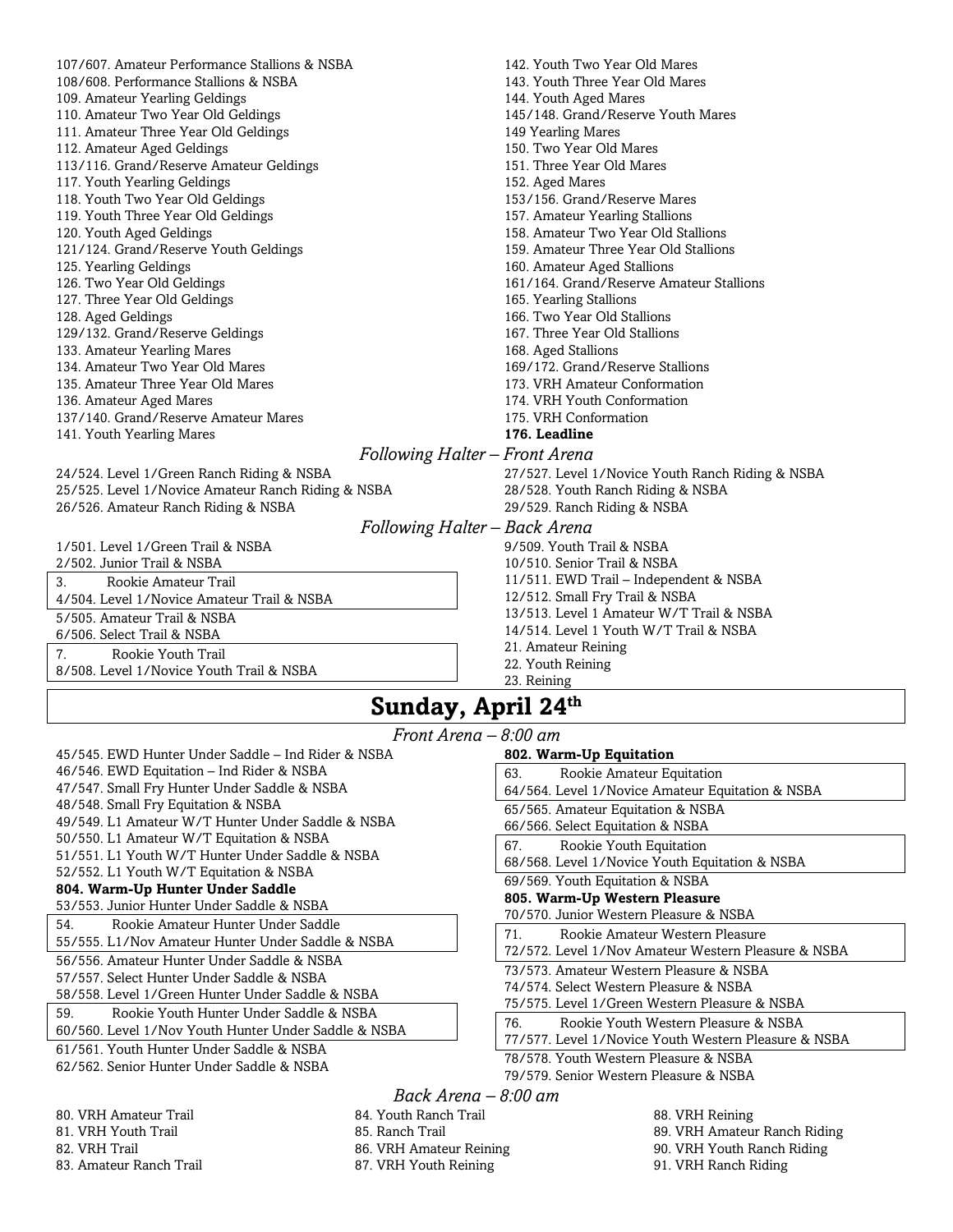107/607. Amateur Performance Stallions & NSBA
108/608. Performance Stallions & NSBA
109. Amateur Yearling Geldings
110. Amateur Two Year Old Geldings
111. Amateur Three Year Old Geldings
112. Amateur Aged Geldings
113/116. Grand/Reserve Amateur Geldings
117. Youth Yearling Geldings
118. Youth Two Year Old Geldings
119. Youth Three Year Old Geldings
120. Youth Aged Geldings
121/124. Grand/Reserve Youth Geldings
125. Yearling Geldings
126. Two Year Old Geldings
127. Three Year Old Geldings
128. Aged Geldings
129/132. Grand/Reserve Geldings
133. Amateur Yearling Mares
134. Amateur Two Year Old Mares
135. Amateur Three Year Old Mares
136. Amateur Aged Mares
137/140. Grand/Reserve Amateur Mares
141. Youth Yearling Mares
142. Youth Two Year Old Mares
143. Youth Three Year Old Mares
144. Youth Aged Mares
145/148. Grand/Reserve Youth Mares
149 Yearling Mares
150. Two Year Old Mares
151. Three Year Old Mares
152. Aged Mares
153/156. Grand/Reserve Mares
157. Amateur Yearling Stallions
158. Amateur Two Year Old Stallions
159. Amateur Three Year Old Stallions
160. Amateur Aged Stallions
161/164. Grand/Reserve Amateur Stallions
165. Yearling Stallions
166. Two Year Old Stallions
167. Three Year Old Stallions
168. Aged Stallions
169/172. Grand/Reserve Stallions
173. VRH Amateur Conformation
174. VRH Youth Conformation
175. VRH Conformation
**176. Leadline**

*Following Halter – Front Arena*

24/524. Level 1/Green Ranch Riding & NSBA
25/525. Level 1/Novice Amateur Ranch Riding & NSBA
26/526. Amateur Ranch Riding & NSBA
27/527. Level 1/Novice Youth Ranch Riding & NSBA
28/528. Youth Ranch Riding & NSBA
29/529. Ranch Riding & NSBA

*Following Halter – Back Arena*

1/501. Level 1/Green Trail & NSBA
2/502. Junior Trail & NSBA
3. Rookie Amateur Trail
4/504. Level 1/Novice Amateur Trail & NSBA
5/505. Amateur Trail & NSBA
6/506. Select Trail & NSBA
7. Rookie Youth Trail
8/508. Level 1/Novice Youth Trail & NSBA
9/509. Youth Trail & NSBA
10/510. Senior Trail & NSBA
11/511. EWD Trail – Independent & NSBA
12/512. Small Fry Trail & NSBA
13/513. Level 1 Amateur W/T Trail & NSBA
14/514. Level 1 Youth W/T Trail & NSBA
21. Amateur Reining
22. Youth Reining
23. Reining

## Sunday, April 24th

*Front Arena – 8:00 am*

45/545. EWD Hunter Under Saddle – Ind Rider & NSBA
46/546. EWD Equitation – Ind Rider & NSBA
47/547. Small Fry Hunter Under Saddle & NSBA
48/548. Small Fry Equitation & NSBA
49/549. L1 Amateur W/T Hunter Under Saddle & NSBA
50/550. L1 Amateur W/T Equitation & NSBA
51/551. L1 Youth W/T Hunter Under Saddle & NSBA
52/552. L1 Youth W/T Equitation & NSBA
**804. Warm-Up Hunter Under Saddle**
53/553. Junior Hunter Under Saddle & NSBA
54. Rookie Amateur Hunter Under Saddle
55/555. L1/Nov Amateur Hunter Under Saddle & NSBA
56/556. Amateur Hunter Under Saddle & NSBA
57/557. Select Hunter Under Saddle & NSBA
58/558. Level 1/Green Hunter Under Saddle & NSBA
59. Rookie Youth Hunter Under Saddle & NSBA
60/560. Level 1/Nov Youth Hunter Under Saddle & NSBA
61/561. Youth Hunter Under Saddle & NSBA
62/562. Senior Hunter Under Saddle & NSBA
**802. Warm-Up Equitation**
63. Rookie Amateur Equitation
64/564. Level 1/Novice Amateur Equitation & NSBA
65/565. Amateur Equitation & NSBA
66/566. Select Equitation & NSBA
67. Rookie Youth Equitation
68/568. Level 1/Novice Youth Equitation & NSBA
69/569. Youth Equitation & NSBA
**805. Warm-Up Western Pleasure**
70/570. Junior Western Pleasure & NSBA
71. Rookie Amateur Western Pleasure
72/572. Level 1/Nov Amateur Western Pleasure & NSBA
73/573. Amateur Western Pleasure & NSBA
74/574. Select Western Pleasure & NSBA
75/575. Level 1/Green Western Pleasure & NSBA
76. Rookie Youth Western Pleasure & NSBA
77/577. Level 1/Novice Youth Western Pleasure & NSBA
78/578. Youth Western Pleasure & NSBA
79/579. Senior Western Pleasure & NSBA

*Back Arena – 8:00 am*

80. VRH Amateur Trail
81. VRH Youth Trail
82. VRH Trail
83. Amateur Ranch Trail
84. Youth Ranch Trail
85. Ranch Trail
86. VRH Amateur Reining
87. VRH Youth Reining
88. VRH Reining
89. VRH Amateur Ranch Riding
90. VRH Youth Ranch Riding
91. VRH Ranch Riding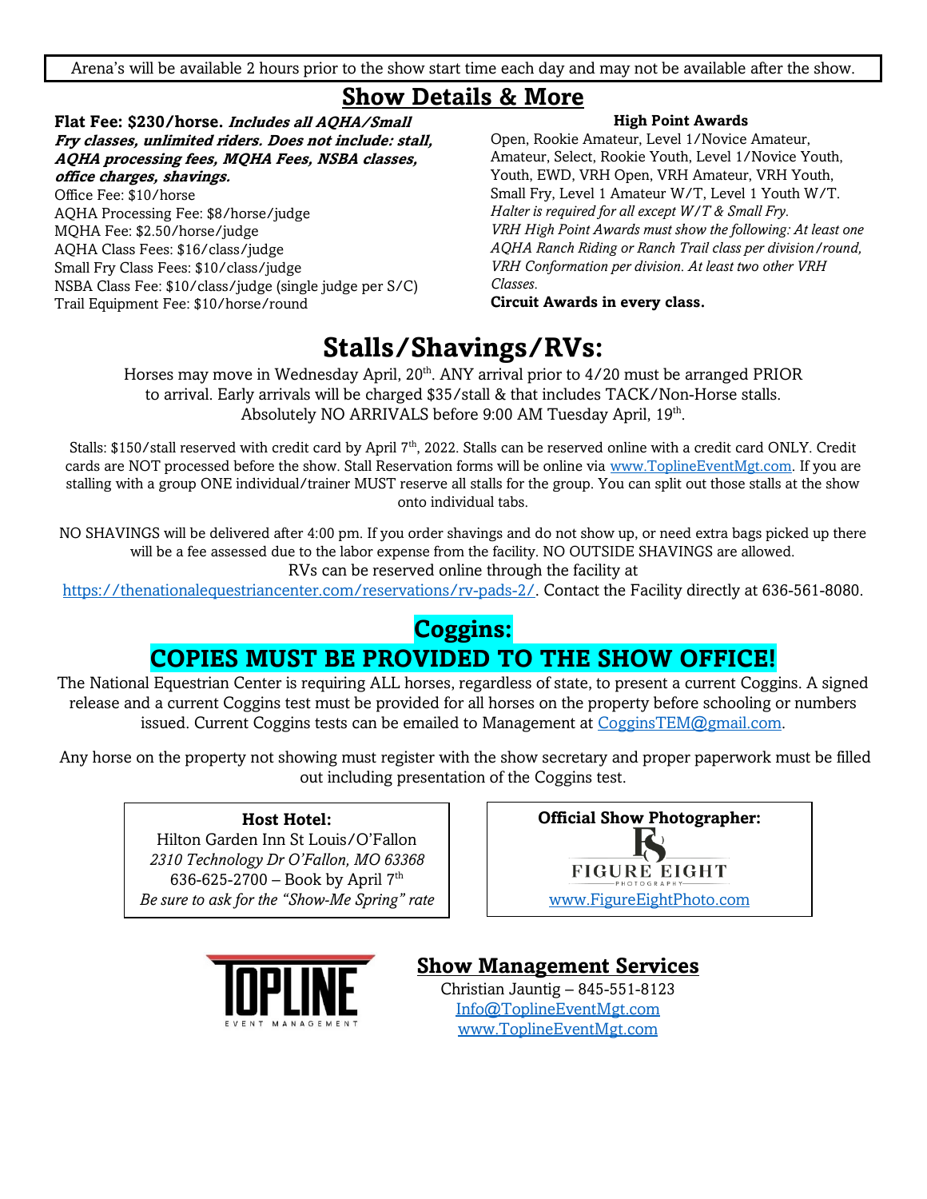Arena's will be available 2 hours prior to the show start time each day and may not be available after the show.

## Show Details & More

**Flat Fee: $230/horse.** ***Includes all AQHA/Small Fry classes, unlimited riders. Does not include: stall, AQHA processing fees, MQHA Fees, NSBA classes, office charges, shavings.***

Office Fee: $10/horse
AQHA Processing Fee: $8/horse/judge
MQHA Fee: $2.50/horse/judge
AQHA Class Fees: $16/class/judge
Small Fry Class Fees: $10/class/judge
NSBA Class Fee: $10/class/judge (single judge per S/C)
Trail Equipment Fee: $10/horse/round

**High Point Awards**

Open, Rookie Amateur, Level 1/Novice Amateur, Amateur, Select, Rookie Youth, Level 1/Novice Youth, Youth, EWD, VRH Open, VRH Amateur, VRH Youth, Small Fry, Level 1 Amateur W/T, Level 1 Youth W/T.

*Halter is required for all except W/T & Small Fry.*

*VRH High Point Awards must show the following: At least one AQHA Ranch Riding or Ranch Trail class per division/round, VRH Conformation per division. At least two other VRH Classes.*

**Circuit Awards in every class.**

# Stalls/Shavings/RVs:

Horses may move in Wednesday April, 20th. ANY arrival prior to 4/20 must be arranged PRIOR to arrival. Early arrivals will be charged $35/stall & that includes TACK/Non-Horse stalls. Absolutely NO ARRIVALS before 9:00 AM Tuesday April, 19th.

Stalls: $150/stall reserved with credit card by April 7th, 2022. Stalls can be reserved online with a credit card ONLY. Credit cards are NOT processed before the show. Stall Reservation forms will be online via www.ToplineEventMgt.com. If you are stalling with a group ONE individual/trainer MUST reserve all stalls for the group. You can split out those stalls at the show onto individual tabs.

NO SHAVINGS will be delivered after 4:00 pm. If you order shavings and do not show up, or need extra bags picked up there will be a fee assessed due to the labor expense from the facility. NO OUTSIDE SHAVINGS are allowed.
RVs can be reserved online through the facility at https://thenationalequestriancenter.com/reservations/rv-pads-2/. Contact the Facility directly at 636-561-8080.

## Coggins:
## COPIES MUST BE PROVIDED TO THE SHOW OFFICE!

The National Equestrian Center is requiring ALL horses, regardless of state, to present a current Coggins. A signed release and a current Coggins test must be provided for all horses on the property before schooling or numbers issued. Current Coggins tests can be emailed to Management at CogginsTEM@gmail.com.

Any horse on the property not showing must register with the show secretary and proper paperwork must be filled out including presentation of the Coggins test.

**Host Hotel:**
Hilton Garden Inn St Louis/O'Fallon
*2310 Technology Dr O'Fallon, MO 63368*
636-625-2700 – Book by April 7th
*Be sure to ask for the "Show-Me Spring" rate*

**Official Show Photographer:**
FIGURE EIGHT PHOTOGRAPHY
www.FigureEightPhoto.com

TOPLINE EVENT MANAGEMENT

## Show Management Services

Christian Jauntig – 845-551-8123
Info@ToplineEventMgt.com
www.ToplineEventMgt.com